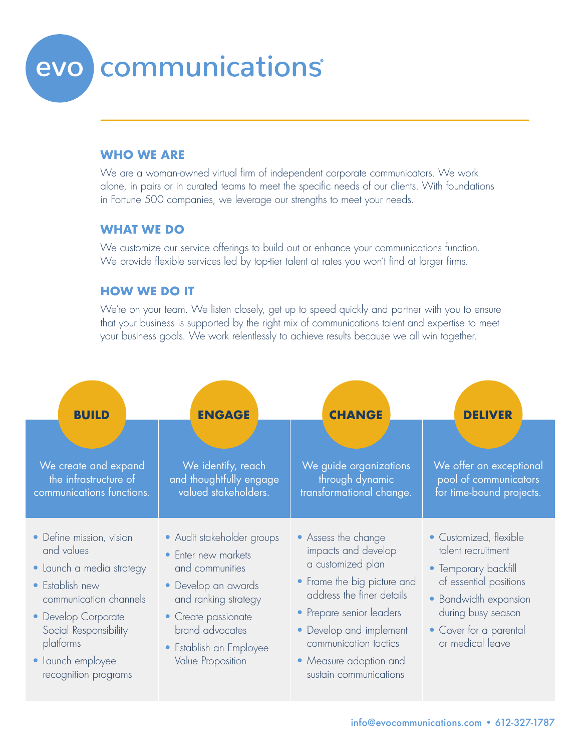# evo communications®

## WHO WE ARE

We are a woman-owned virtual firm of independent corporate communicators. We work alone, in pairs or in curated teams to meet the specific needs of our clients. With foundations in Fortune 500 companies, we leverage our strengths to meet your needs.

## WHAT WE DO

We customize our service offerings to build out or enhance your communications function. We provide flexible services led by top-tier talent at rates you won't find at larger firms.

## HOW WE DO IT

We're on your team. We listen closely, get up to speed quickly and partner with you to ensure that your business is supported by the right mix of communications talent and expertise to meet your business goals. We work relentlessly to achieve results because we all win together.

### BUILD

We create and expand the infrastructure of communications functions.

- Define mission, vision and values
- Launch a media strategy
- Establish new communication channels
- Develop Corporate Social Responsibility platforms
- Launch employee recognition programs

### ENGAGE

We identify, reach and thoughtfully engage valued stakeholders.

- Audit stakeholder groups
- Enter new markets and communities
- Develop an awards and ranking strategy
- Create passionate brand advocates
- Establish an Employee Value Proposition

### CHANGE

We guide organizations through dynamic transformational change.

- Assess the change impacts and develop a customized plan
- Frame the big picture and address the finer details
- Prepare senior leaders
- Develop and implement communication tactics
- Measure adoption and sustain communications

### DELIVER

We offer an exceptional pool of communicators for time-bound projects.

- Customized, flexible talent recruitment
- Temporary backfill of essential positions
- Bandwidth expansion during busy season
- Cover for a parental or medical leave

info@evocommunications.com • 612-327-1787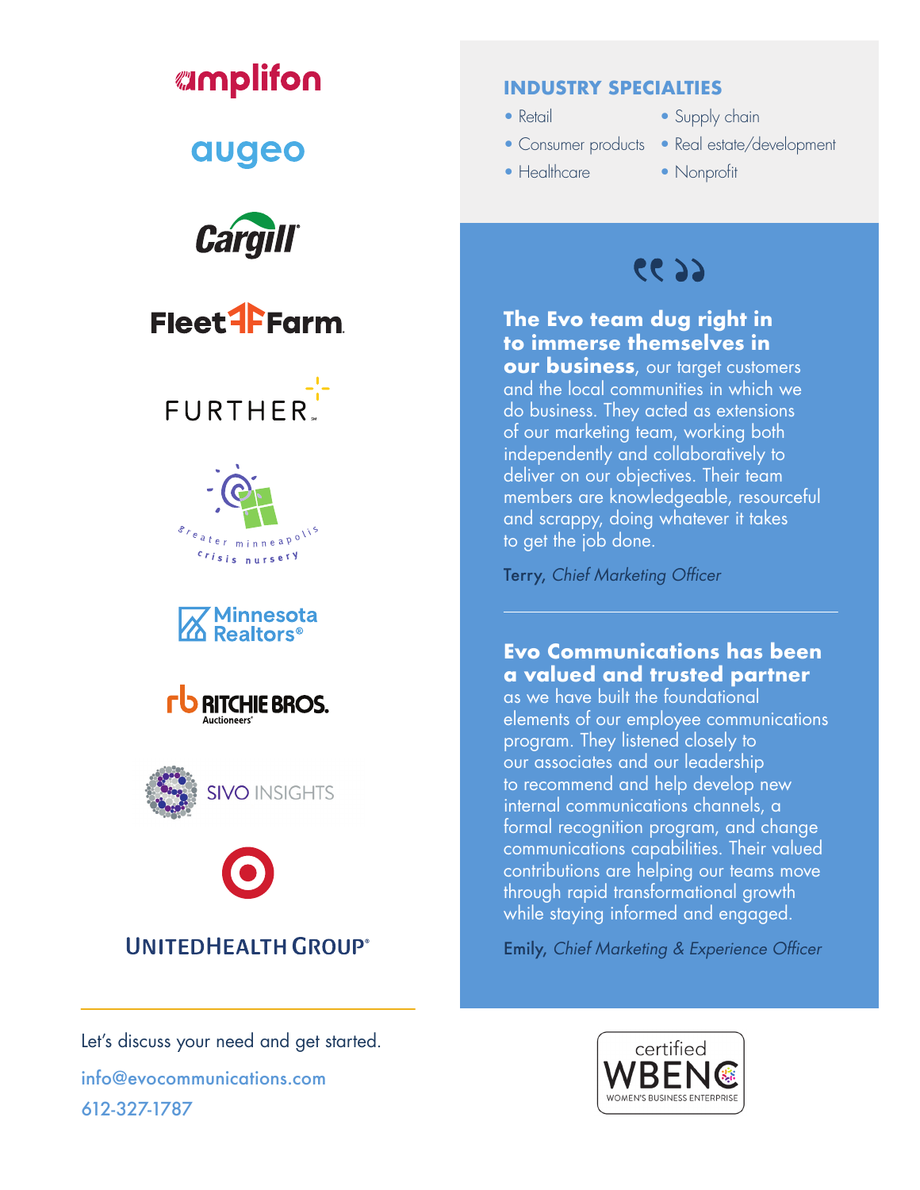amplifon

augeo

Cargill

Fleet Farm

FURTHER

greater minneapolis crisis nursery

Minnesota Realtors®

RITCHIE BROS. Auctioneers

SIVO INSIGHTS

UNITEDHEALTH GROUP®

## INDUSTRY SPECIALTIES

- Retail
- Consumer products
- Healthcare
- Supply chain
- Real estate/development
- Nonprofit

**The Evo team dug right in to immerse themselves in our business**, our target customers and the local communities in which we do business. They acted as extensions of our marketing team, working both independently and collaboratively to deliver on our objectives. Their team members are knowledgeable, resourceful and scrappy, doing whatever it takes to get the job done.

Terry, *Chief Marketing Officer*

---

**Evo Communications has been a valued and trusted partner** as we have built the foundational elements of our employee communications program. They listened closely to our associates and our leadership to recommend and help develop new internal communications channels, a formal recognition program, and change communications capabilities. Their valued contributions are helping our teams move through rapid transformational growth while staying informed and engaged.

Emily, *Chief Marketing & Experience Officer*

---

Let's discuss your need and get started.

info@evocommunications.com

612-327-1787

certified WBENC WOMEN'S BUSINESS ENTERPRISE